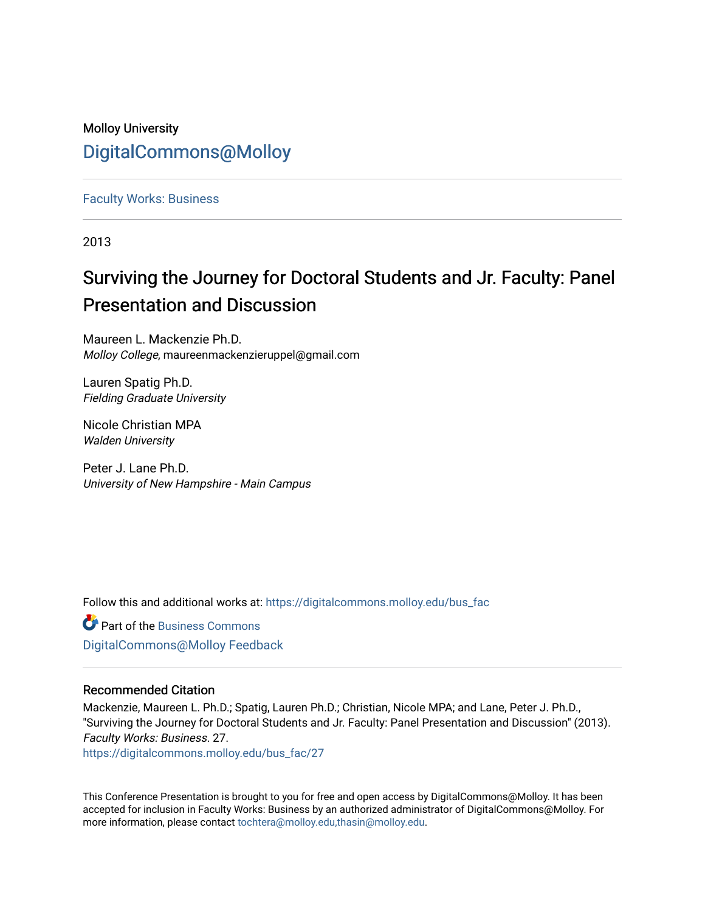Molloy University

# DigitalCommons@Molloy

Faculty Works: Business

2013

## Surviving the Journey for Doctoral Students and Jr. Faculty: Panel Presentation and Discussion

Maureen L. Mackenzie Ph.D.
*Molloy College*, maureenmackenzieruppel@gmail.com

Lauren Spatig Ph.D.
*Fielding Graduate University*

Nicole Christian MPA
*Walden University*

Peter J. Lane Ph.D.
*University of New Hampshire - Main Campus*

Follow this and additional works at: https://digitalcommons.molloy.edu/bus_fac

Part of the Business Commons

DigitalCommons@Molloy Feedback

### Recommended Citation

Mackenzie, Maureen L. Ph.D.; Spatig, Lauren Ph.D.; Christian, Nicole MPA; and Lane, Peter J. Ph.D., "Surviving the Journey for Doctoral Students and Jr. Faculty: Panel Presentation and Discussion" (2013). *Faculty Works: Business*. 27.
https://digitalcommons.molloy.edu/bus_fac/27

This Conference Presentation is brought to you for free and open access by DigitalCommons@Molloy. It has been accepted for inclusion in Faculty Works: Business by an authorized administrator of DigitalCommons@Molloy. For more information, please contact tochtera@molloy.edu,thasin@molloy.edu.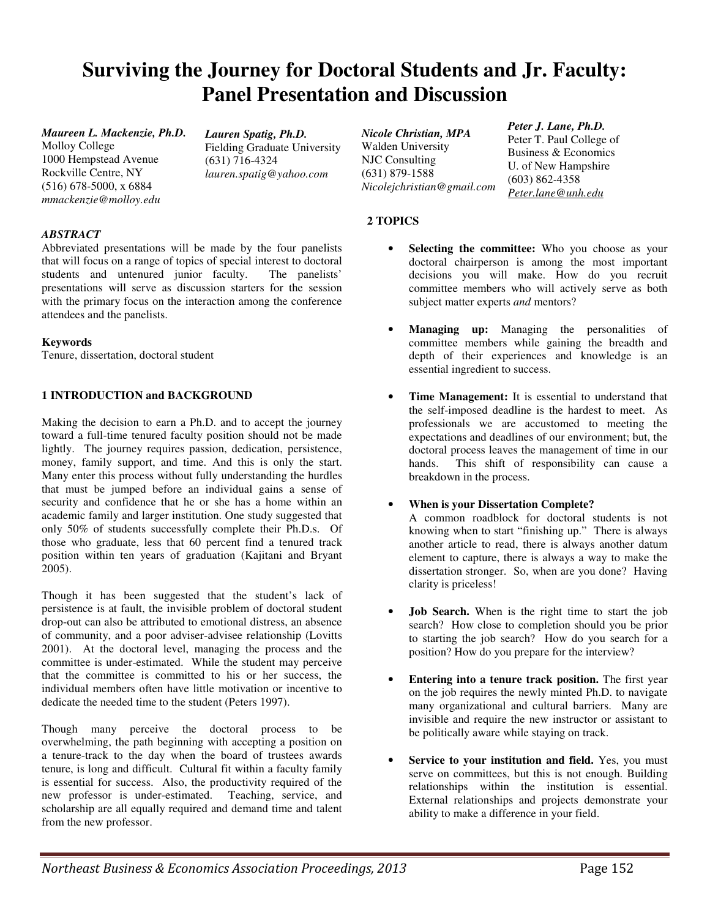# Surviving the Journey for Doctoral Students and Jr. Faculty: Panel Presentation and Discussion

***Maureen L. Mackenzie, Ph.D.***
Molloy College
1000 Hempstead Avenue
Rockville Centre, NY
(516) 678-5000, x 6884
*mmackenzie@molloy.edu*

***Lauren Spatig, Ph.D.***
Fielding Graduate University
(631) 716-4324
*lauren.spatig@yahoo.com*

***Nicole Christian, MPA***
Walden University
NJC Consulting
(631) 879-1588
*Nicolejchristian@gmail.com*

***Peter J. Lane, Ph.D.***
Peter T. Paul College of Business & Economics
U. of New Hampshire
(603) 862-4358
*Peter.lane@unh.edu*

### *ABSTRACT*

Abbreviated presentations will be made by the four panelists that will focus on a range of topics of special interest to doctoral students and untenured junior faculty. The panelists' presentations will serve as discussion starters for the session with the primary focus on the interaction among the conference attendees and the panelists.

**Keywords**

Tenure, dissertation, doctoral student

## 1 INTRODUCTION and BACKGROUND

Making the decision to earn a Ph.D. and to accept the journey toward a full-time tenured faculty position should not be made lightly. The journey requires passion, dedication, persistence, money, family support, and time. And this is only the start. Many enter this process without fully understanding the hurdles that must be jumped before an individual gains a sense of security and confidence that he or she has a home within an academic family and larger institution. One study suggested that only 50% of students successfully complete their Ph.D.s. Of those who graduate, less that 60 percent find a tenured track position within ten years of graduation (Kajitani and Bryant 2005).

Though it has been suggested that the student's lack of persistence is at fault, the invisible problem of doctoral student drop-out can also be attributed to emotional distress, an absence of community, and a poor adviser-advisee relationship (Lovitts 2001). At the doctoral level, managing the process and the committee is under-estimated. While the student may perceive that the committee is committed to his or her success, the individual members often have little motivation or incentive to dedicate the needed time to the student (Peters 1997).

Though many perceive the doctoral process to be overwhelming, the path beginning with accepting a position on a tenure-track to the day when the board of trustees awards tenure, is long and difficult. Cultural fit within a faculty family is essential for success. Also, the productivity required of the new professor is under-estimated. Teaching, service, and scholarship are all equally required and demand time and talent from the new professor.

## 2 TOPICS

- **Selecting the committee:** Who you choose as your doctoral chairperson is among the most important decisions you will make. How do you recruit committee members who will actively serve as both subject matter experts *and* mentors?

- **Managing up:** Managing the personalities of committee members while gaining the breadth and depth of their experiences and knowledge is an essential ingredient to success.

- **Time Management:** It is essential to understand that the self-imposed deadline is the hardest to meet. As professionals we are accustomed to meeting the expectations and deadlines of our environment; but, the doctoral process leaves the management of time in our hands. This shift of responsibility can cause a breakdown in the process.

- **When is your Dissertation Complete?**
  A common roadblock for doctoral students is not knowing when to start "finishing up." There is always another article to read, there is always another datum element to capture, there is always a way to make the dissertation stronger. So, when are you done? Having clarity is priceless!

- **Job Search.** When is the right time to start the job search? How close to completion should you be prior to starting the job search? How do you search for a position? How do you prepare for the interview?

- **Entering into a tenure track position.** The first year on the job requires the newly minted Ph.D. to navigate many organizational and cultural barriers. Many are invisible and require the new instructor or assistant to be politically aware while staying on track.

- **Service to your institution and field.** Yes, you must serve on committees, but this is not enough. Building relationships within the institution is essential. External relationships and projects demonstrate your ability to make a difference in your field.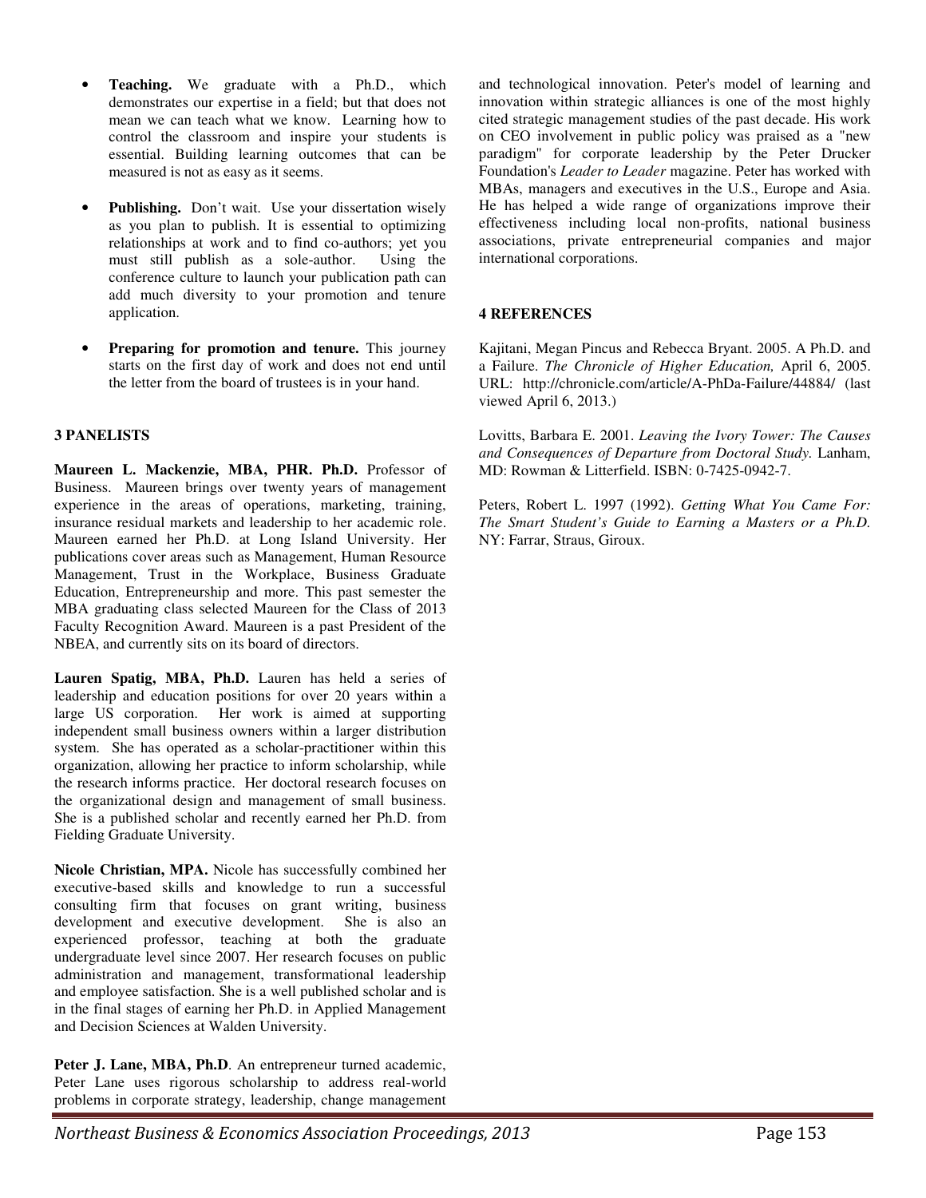- **Teaching.** We graduate with a Ph.D., which demonstrates our expertise in a field; but that does not mean we can teach what we know. Learning how to control the classroom and inspire your students is essential. Building learning outcomes that can be measured is not as easy as it seems.

- **Publishing.** Don't wait. Use your dissertation wisely as you plan to publish. It is essential to optimizing relationships at work and to find co-authors; yet you must still publish as a sole-author. Using the conference culture to launch your publication path can add much diversity to your promotion and tenure application.

- **Preparing for promotion and tenure.** This journey starts on the first day of work and does not end until the letter from the board of trustees is in your hand.

## 3 PANELISTS

**Maureen L. Mackenzie, MBA, PHR. Ph.D.** Professor of Business. Maureen brings over twenty years of management experience in the areas of operations, marketing, training, insurance residual markets and leadership to her academic role. Maureen earned her Ph.D. at Long Island University. Her publications cover areas such as Management, Human Resource Management, Trust in the Workplace, Business Graduate Education, Entrepreneurship and more. This past semester the MBA graduating class selected Maureen for the Class of 2013 Faculty Recognition Award. Maureen is a past President of the NBEA, and currently sits on its board of directors.

**Lauren Spatig, MBA, Ph.D.** Lauren has held a series of leadership and education positions for over 20 years within a large US corporation. Her work is aimed at supporting independent small business owners within a larger distribution system. She has operated as a scholar-practitioner within this organization, allowing her practice to inform scholarship, while the research informs practice. Her doctoral research focuses on the organizational design and management of small business. She is a published scholar and recently earned her Ph.D. from Fielding Graduate University.

**Nicole Christian, MPA.** Nicole has successfully combined her executive-based skills and knowledge to run a successful consulting firm that focuses on grant writing, business development and executive development. She is also an experienced professor, teaching at both the graduate undergraduate level since 2007. Her research focuses on public administration and management, transformational leadership and employee satisfaction. She is a well published scholar and is in the final stages of earning her Ph.D. in Applied Management and Decision Sciences at Walden University.

**Peter J. Lane, MBA, Ph.D**. An entrepreneur turned academic, Peter Lane uses rigorous scholarship to address real-world problems in corporate strategy, leadership, change management and technological innovation. Peter's model of learning and innovation within strategic alliances is one of the most highly cited strategic management studies of the past decade. His work on CEO involvement in public policy was praised as a "new paradigm" for corporate leadership by the Peter Drucker Foundation's *Leader to Leader* magazine. Peter has worked with MBAs, managers and executives in the U.S., Europe and Asia. He has helped a wide range of organizations improve their effectiveness including local non-profits, national business associations, private entrepreneurial companies and major international corporations.

## 4 REFERENCES

Kajitani, Megan Pincus and Rebecca Bryant. 2005. A Ph.D. and a Failure. *The Chronicle of Higher Education,* April 6, 2005. URL: http://chronicle.com/article/A-PhDa-Failure/44884/ (last viewed April 6, 2013.)

Lovitts, Barbara E. 2001. *Leaving the Ivory Tower: The Causes and Consequences of Departure from Doctoral Study.* Lanham, MD: Rowman & Litterfield. ISBN: 0-7425-0942-7.

Peters, Robert L. 1997 (1992). *Getting What You Came For: The Smart Student's Guide to Earning a Masters or a Ph.D.* NY: Farrar, Straus, Giroux.